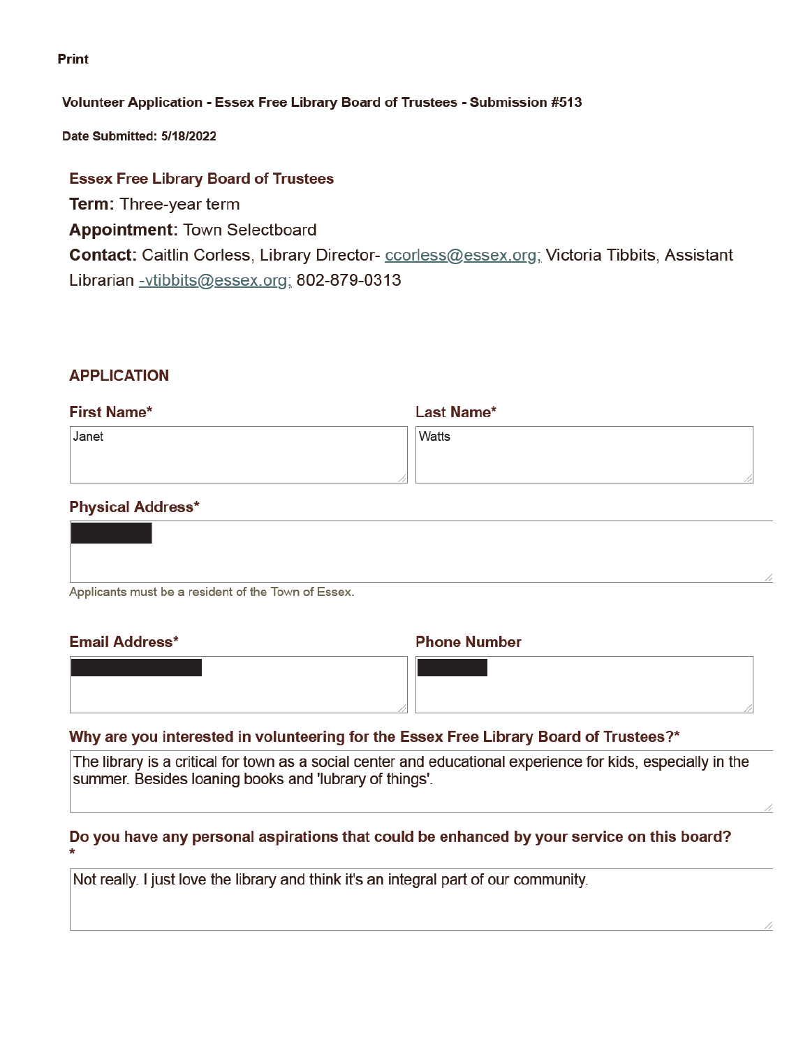Print

**Volunteer Application - Essex Free Library Board of Trustees - Submission #513**

**Date Submitted: 5/18/2022**

## Essex Free Library Board of Trustees

**Term:** Three-year term

**Appointment:** Town Selectboard

**Contact:** Caitlin Corless, Library Director- ccorless@essex.org; Victoria Tibbits, Assistant Librarian -vtibbits@essex.org; 802-879-0313

## APPLICATION

**First Name***

Janet

**Last Name***

Watts

**Physical Address***

[REDACTED]

Applicants must be a resident of the Town of Essex.

**Email Address***

[REDACTED]

**Phone Number**

[REDACTED]

**Why are you interested in volunteering for the Essex Free Library Board of Trustees?***

The library is a critical for town as a social center and educational experience for kids, especially in the summer. Besides loaning books and 'lubrary of things'.

**Do you have any personal aspirations that could be enhanced by your service on this board?***

Not really. I just love the library and think it's an integral part of our community.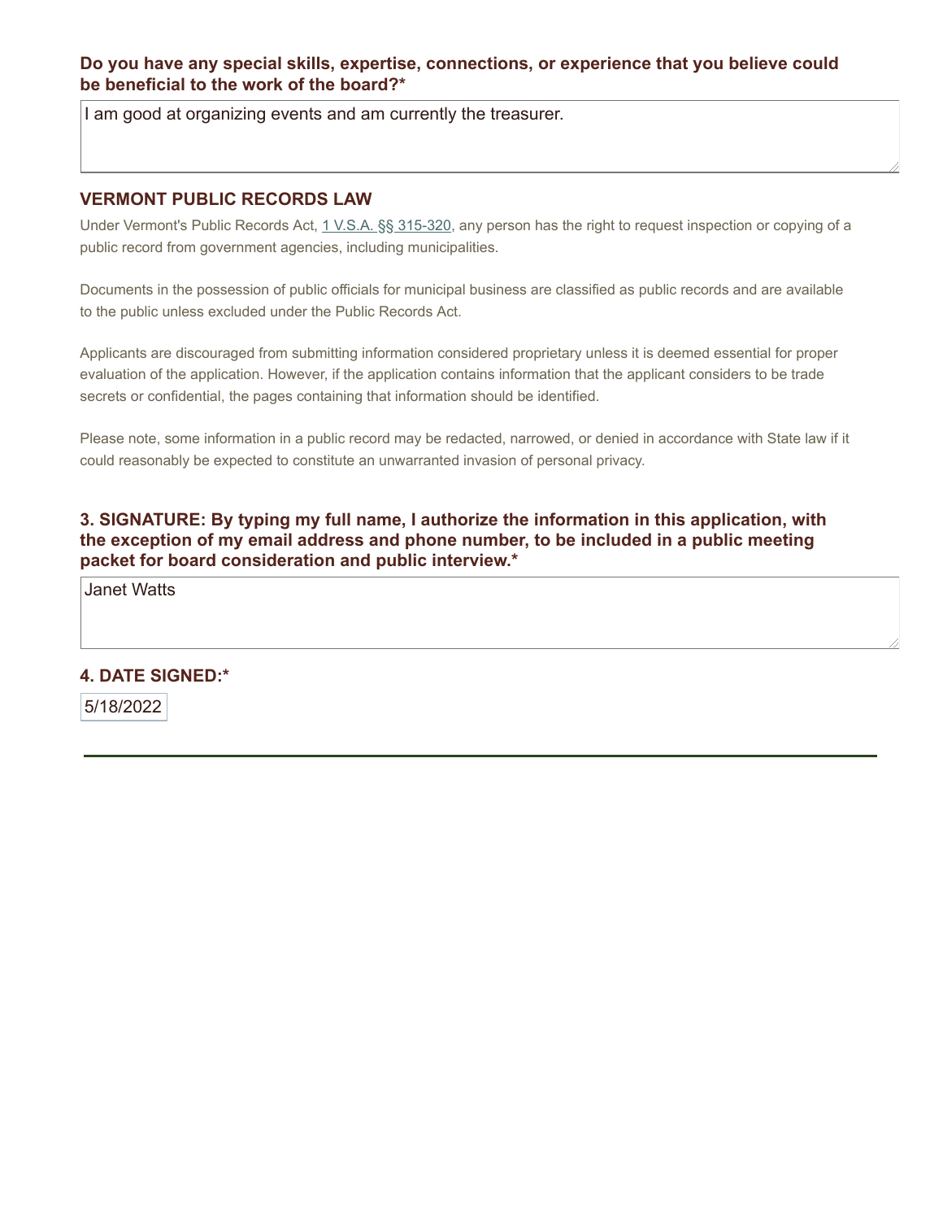**Do you have any special skills, expertise, connections, or experience that you believe could be beneficial to the work of the board?***

I am good at organizing events and am currently the treasurer.

## VERMONT PUBLIC RECORDS LAW

Under Vermont's Public Records Act, 1 V.S.A. §§ 315-320, any person has the right to request inspection or copying of a public record from government agencies, including municipalities.

Documents in the possession of public officials for municipal business are classified as public records and are available to the public unless excluded under the Public Records Act.

Applicants are discouraged from submitting information considered proprietary unless it is deemed essential for proper evaluation of the application. However, if the application contains information that the applicant considers to be trade secrets or confidential, the pages containing that information should be identified.

Please note, some information in a public record may be redacted, narrowed, or denied in accordance with State law if it could reasonably be expected to constitute an unwarranted invasion of personal privacy.

**3. SIGNATURE: By typing my full name, I authorize the information in this application, with the exception of my email address and phone number, to be included in a public meeting packet for board consideration and public interview.***

Janet Watts

**4. DATE SIGNED:***

5/18/2022